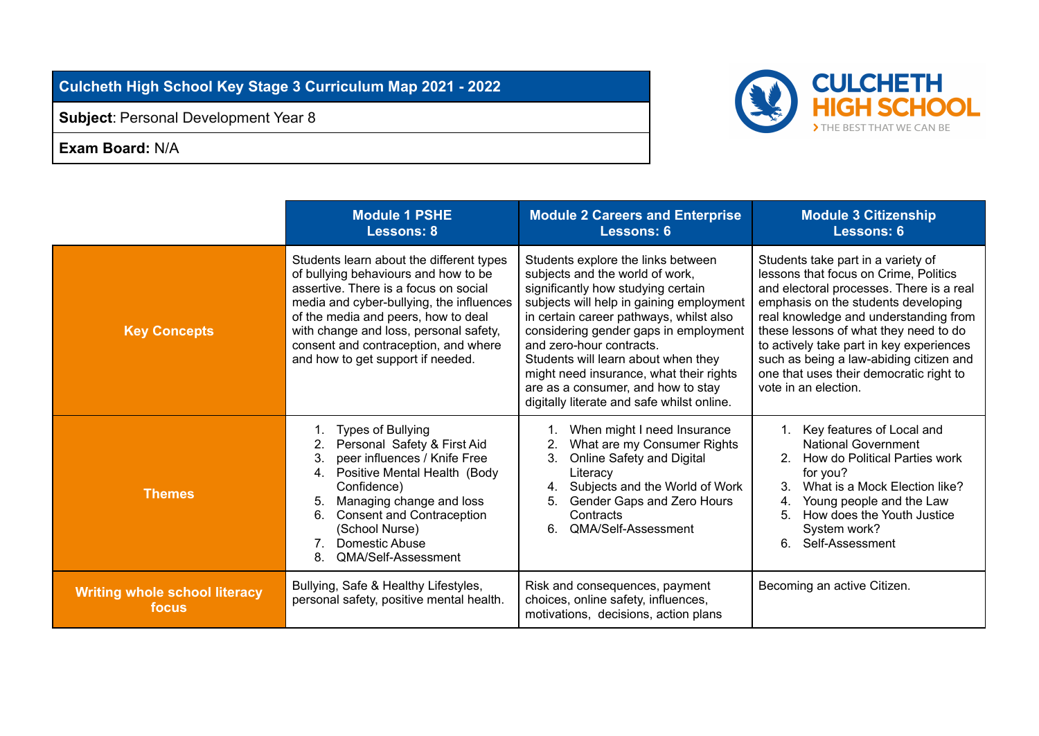**Culcheth High School Key Stage 3 Curriculum Map 2021 - 2022**

**Subject**: Personal Development Year 8

**Exam Board:** N/A

CULCHETH HIGH SCHOOL
› THE BEST THAT WE CAN BE

| | **Module 1 PSHE Lessons: 8** | **Module 2 Careers and Enterprise Lessons: 6** | **Module 3 Citizenship Lessons: 6** |
|---|---|---|---|
| **Key Concepts** | Students learn about the different types of bullying behaviours and how to be assertive. There is a focus on social media and cyber-bullying, the influences of the media and peers, how to deal with change and loss, personal safety, consent and contraception, and where and how to get support if needed. | Students explore the links between subjects and the world of work, significantly how studying certain subjects will help in gaining employment in certain career pathways, whilst also considering gender gaps in employment and zero-hour contracts. Students will learn about when they might need insurance, what their rights are as a consumer, and how to stay digitally literate and safe whilst online. | Students take part in a variety of lessons that focus on Crime, Politics and electoral processes. There is a real emphasis on the students developing real knowledge and understanding from these lessons of what they need to do to actively take part in key experiences such as being a law-abiding citizen and one that uses their democratic right to vote in an election. |
| **Themes** | 1. Types of Bullying<br>2. Personal Safety & First Aid<br>3. peer influences / Knife Free<br>4. Positive Mental Health (Body Confidence)<br>5. Managing change and loss<br>6. Consent and Contraception (School Nurse)<br>7. Domestic Abuse<br>8. QMA/Self-Assessment | 1. When might I need Insurance<br>2. What are my Consumer Rights<br>3. Online Safety and Digital Literacy<br>4. Subjects and the World of Work<br>5. Gender Gaps and Zero Hours Contracts<br>6. QMA/Self-Assessment | 1. Key features of Local and National Government<br>2. How do Political Parties work for you?<br>3. What is a Mock Election like?<br>4. Young people and the Law<br>5. How does the Youth Justice System work?<br>6. Self-Assessment |
| **Writing whole school literacy focus** | Bullying, Safe & Healthy Lifestyles, personal safety, positive mental health. | Risk and consequences, payment choices, online safety, influences, motivations, decisions, action plans | Becoming an active Citizen. |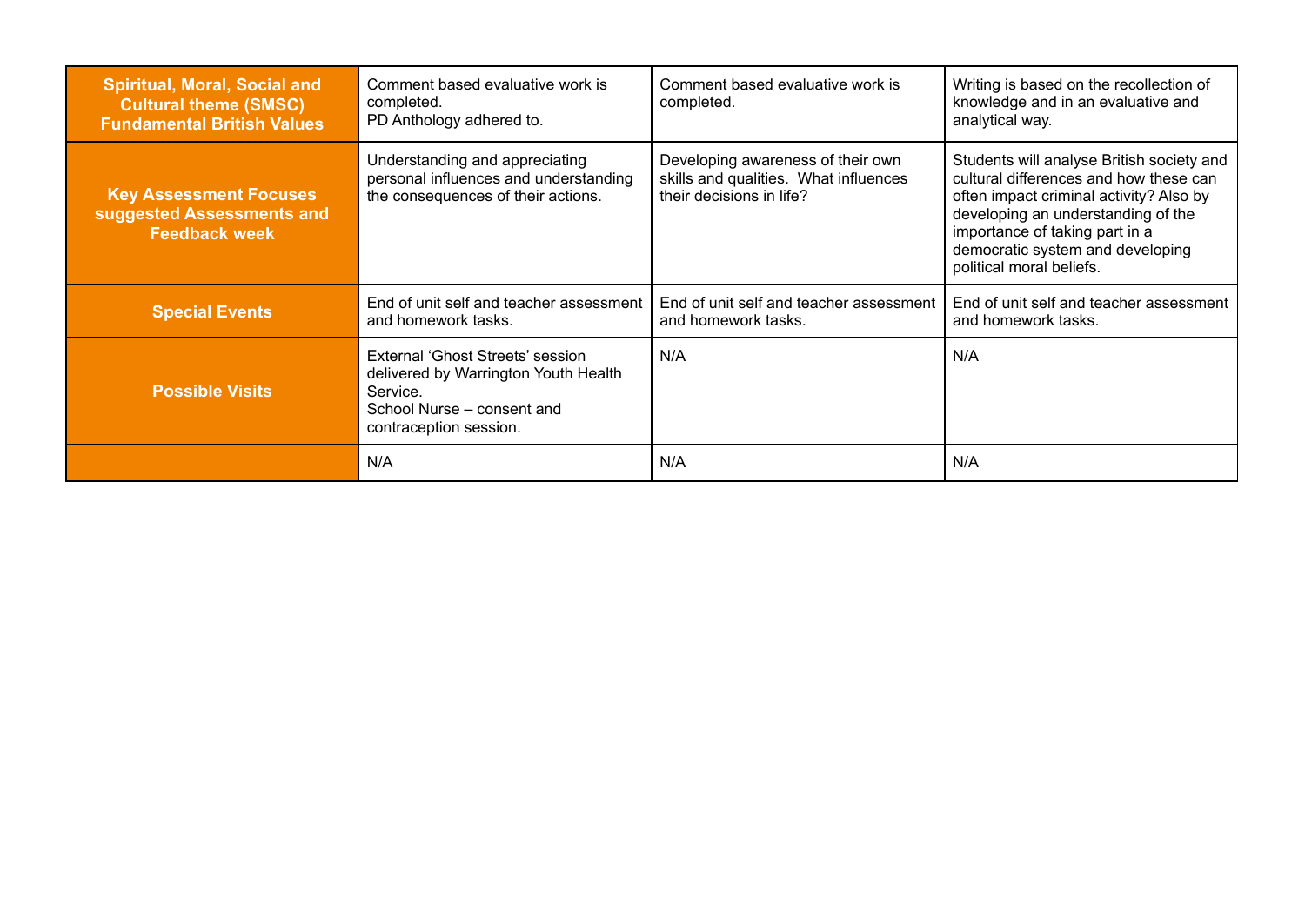| | | | |
|---|---|---|---|
| **Spiritual, Moral, Social and Cultural theme (SMSC) Fundamental British Values** | Comment based evaluative work is completed.<br>PD Anthology adhered to. | Comment based evaluative work is completed. | Writing is based on the recollection of knowledge and in an evaluative and analytical way. |
| **Key Assessment Focuses suggested Assessments and Feedback week** | Understanding and appreciating personal influences and understanding the consequences of their actions. | Developing awareness of their own skills and qualities. What influences their decisions in life? | Students will analyse British society and cultural differences and how these can often impact criminal activity? Also by developing an understanding of the importance of taking part in a democratic system and developing political moral beliefs. |
| **Special Events** | End of unit self and teacher assessment and homework tasks. | End of unit self and teacher assessment and homework tasks. | End of unit self and teacher assessment and homework tasks. |
| **Possible Visits** | External 'Ghost Streets' session delivered by Warrington Youth Health Service.<br>School Nurse – consent and contraception session. | N/A | N/A |
| | N/A | N/A | N/A |